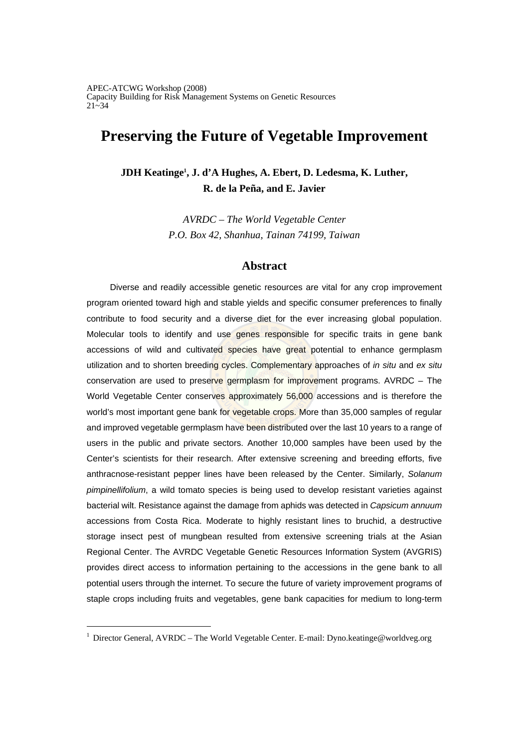APEC-ATCWG Workshop (2008)
Capacity Building for Risk Management Systems on Genetic Resources
21~34

# Preserving the Future of Vegetable Improvement

**JDH Keatinge[1], J. d'A Hughes, A. Ebert, D. Ledesma, K. Luther, R. de la Peña, and E. Javier**

*AVRDC – The World Vegetable Center*
*P.O. Box 42, Shanhua, Tainan 74199, Taiwan*

## Abstract

Diverse and readily accessible genetic resources are vital for any crop improvement program oriented toward high and stable yields and specific consumer preferences to finally contribute to food security and a diverse diet for the ever increasing global population. Molecular tools to identify and use genes responsible for specific traits in gene bank accessions of wild and cultivated species have great potential to enhance germplasm utilization and to shorten breeding cycles. Complementary approaches of *in situ* and *ex situ* conservation are used to preserve germplasm for improvement programs. AVRDC – The World Vegetable Center conserves approximately 56,000 accessions and is therefore the world's most important gene bank for vegetable crops. More than 35,000 samples of regular and improved vegetable germplasm have been distributed over the last 10 years to a range of users in the public and private sectors. Another 10,000 samples have been used by the Center's scientists for their research. After extensive screening and breeding efforts, five anthracnose-resistant pepper lines have been released by the Center. Similarly, *Solanum pimpinellifolium*, a wild tomato species is being used to develop resistant varieties against bacterial wilt. Resistance against the damage from aphids was detected in *Capsicum annuum* accessions from Costa Rica. Moderate to highly resistant lines to bruchid, a destructive storage insect pest of mungbean resulted from extensive screening trials at the Asian Regional Center. The AVRDC Vegetable Genetic Resources Information System (AVGRIS) provides direct access to information pertaining to the accessions in the gene bank to all potential users through the internet. To secure the future of variety improvement programs of staple crops including fruits and vegetables, gene bank capacities for medium to long-term

---

[1] Director General, AVRDC – The World Vegetable Center. E-mail: Dyno.keatinge@worldveg.org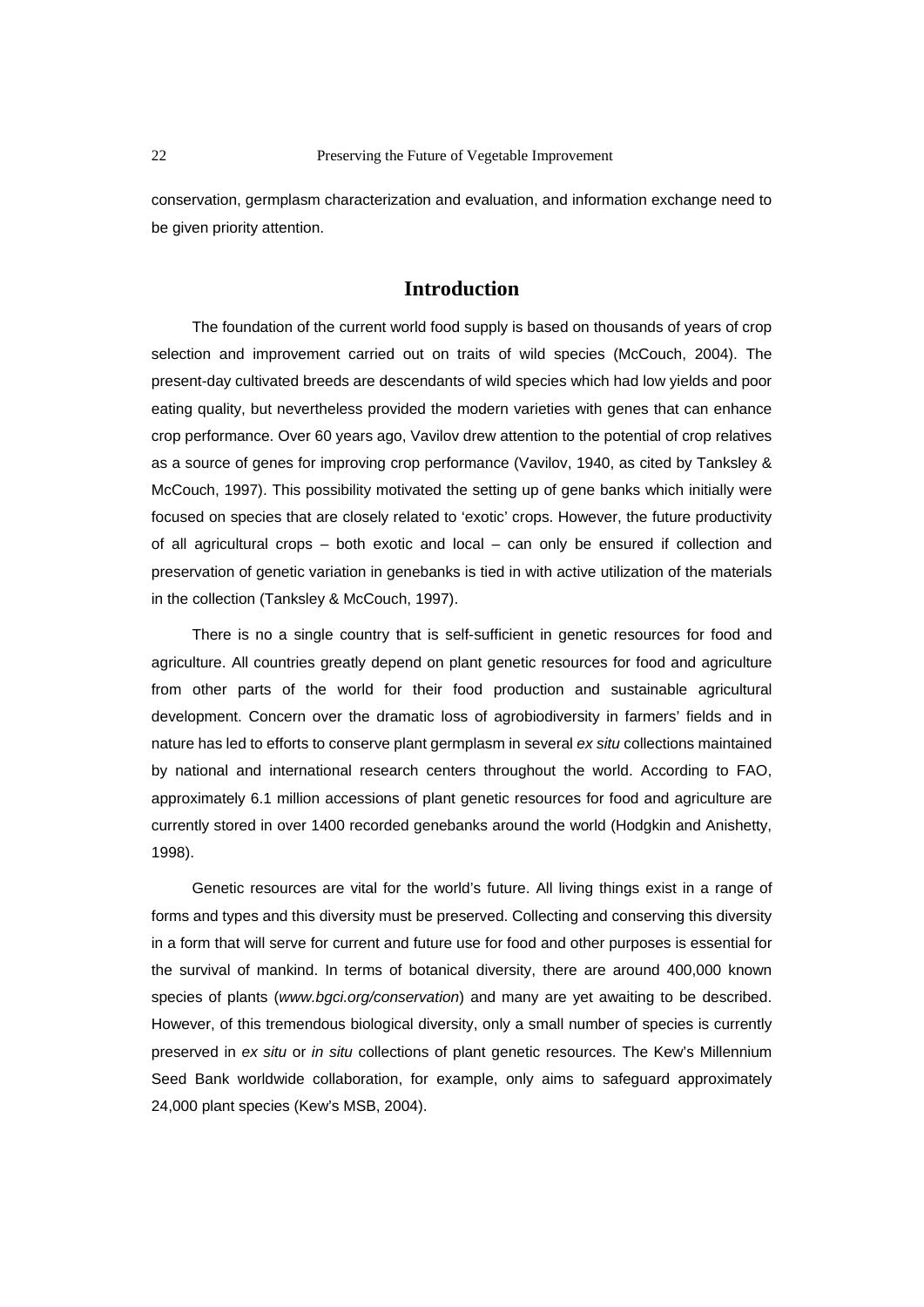conservation, germplasm characterization and evaluation, and information exchange need to be given priority attention.

## Introduction

The foundation of the current world food supply is based on thousands of years of crop selection and improvement carried out on traits of wild species (McCouch, 2004). The present-day cultivated breeds are descendants of wild species which had low yields and poor eating quality, but nevertheless provided the modern varieties with genes that can enhance crop performance. Over 60 years ago, Vavilov drew attention to the potential of crop relatives as a source of genes for improving crop performance (Vavilov, 1940, as cited by Tanksley & McCouch, 1997). This possibility motivated the setting up of gene banks which initially were focused on species that are closely related to 'exotic' crops. However, the future productivity of all agricultural crops – both exotic and local – can only be ensured if collection and preservation of genetic variation in genebanks is tied in with active utilization of the materials in the collection (Tanksley & McCouch, 1997).

There is no a single country that is self-sufficient in genetic resources for food and agriculture. All countries greatly depend on plant genetic resources for food and agriculture from other parts of the world for their food production and sustainable agricultural development. Concern over the dramatic loss of agrobiodiversity in farmers' fields and in nature has led to efforts to conserve plant germplasm in several *ex situ* collections maintained by national and international research centers throughout the world. According to FAO, approximately 6.1 million accessions of plant genetic resources for food and agriculture are currently stored in over 1400 recorded genebanks around the world (Hodgkin and Anishetty, 1998).

Genetic resources are vital for the world's future. All living things exist in a range of forms and types and this diversity must be preserved. Collecting and conserving this diversity in a form that will serve for current and future use for food and other purposes is essential for the survival of mankind. In terms of botanical diversity, there are around 400,000 known species of plants (*www.bgci.org/conservation*) and many are yet awaiting to be described. However, of this tremendous biological diversity, only a small number of species is currently preserved in *ex situ* or *in situ* collections of plant genetic resources. The Kew's Millennium Seed Bank worldwide collaboration, for example, only aims to safeguard approximately 24,000 plant species (Kew's MSB, 2004).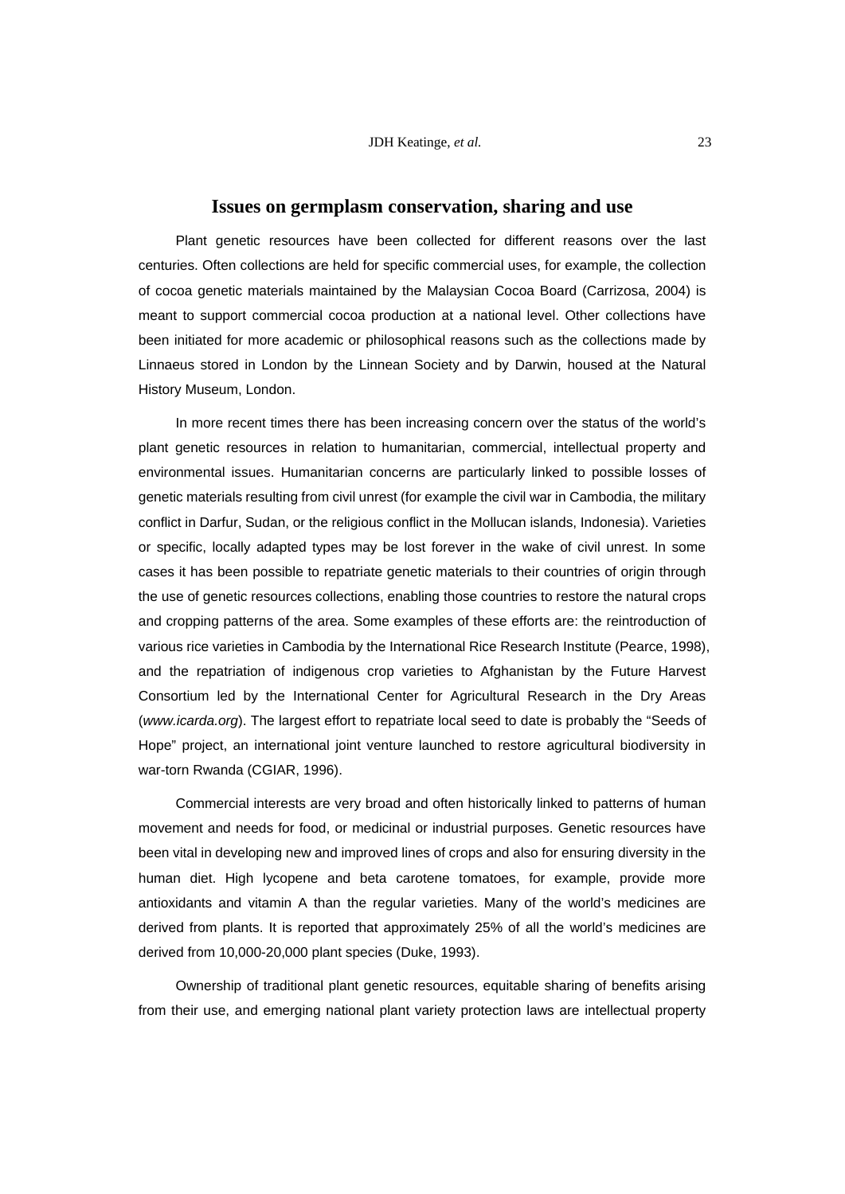## Issues on germplasm conservation, sharing and use

Plant genetic resources have been collected for different reasons over the last centuries. Often collections are held for specific commercial uses, for example, the collection of cocoa genetic materials maintained by the Malaysian Cocoa Board (Carrizosa, 2004) is meant to support commercial cocoa production at a national level. Other collections have been initiated for more academic or philosophical reasons such as the collections made by Linnaeus stored in London by the Linnean Society and by Darwin, housed at the Natural History Museum, London.

In more recent times there has been increasing concern over the status of the world's plant genetic resources in relation to humanitarian, commercial, intellectual property and environmental issues. Humanitarian concerns are particularly linked to possible losses of genetic materials resulting from civil unrest (for example the civil war in Cambodia, the military conflict in Darfur, Sudan, or the religious conflict in the Mollucan islands, Indonesia). Varieties or specific, locally adapted types may be lost forever in the wake of civil unrest. In some cases it has been possible to repatriate genetic materials to their countries of origin through the use of genetic resources collections, enabling those countries to restore the natural crops and cropping patterns of the area. Some examples of these efforts are: the reintroduction of various rice varieties in Cambodia by the International Rice Research Institute (Pearce, 1998), and the repatriation of indigenous crop varieties to Afghanistan by the Future Harvest Consortium led by the International Center for Agricultural Research in the Dry Areas (*www.icarda.org*). The largest effort to repatriate local seed to date is probably the "Seeds of Hope" project, an international joint venture launched to restore agricultural biodiversity in war-torn Rwanda (CGIAR, 1996).

Commercial interests are very broad and often historically linked to patterns of human movement and needs for food, or medicinal or industrial purposes. Genetic resources have been vital in developing new and improved lines of crops and also for ensuring diversity in the human diet. High lycopene and beta carotene tomatoes, for example, provide more antioxidants and vitamin A than the regular varieties. Many of the world's medicines are derived from plants. It is reported that approximately 25% of all the world's medicines are derived from 10,000-20,000 plant species (Duke, 1993).

Ownership of traditional plant genetic resources, equitable sharing of benefits arising from their use, and emerging national plant variety protection laws are intellectual property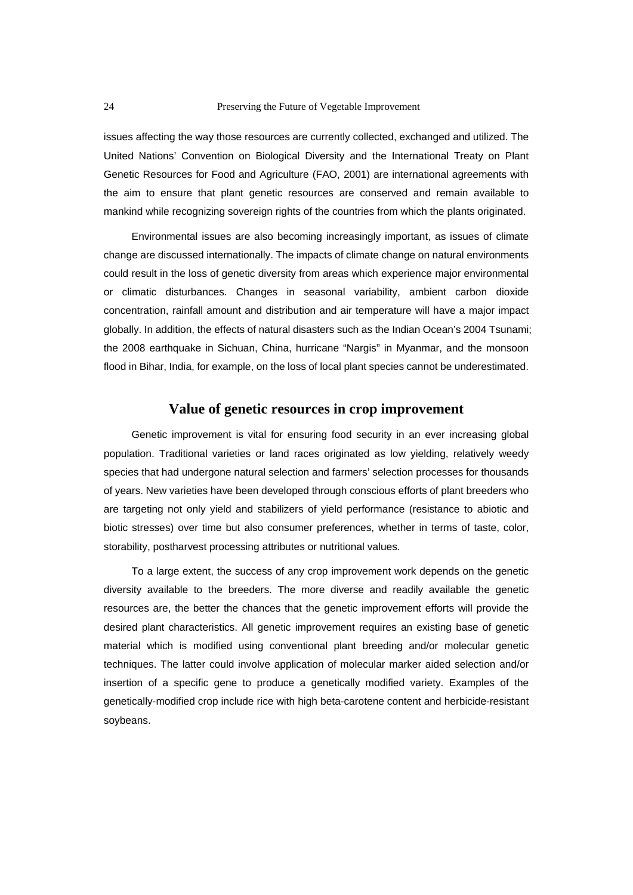issues affecting the way those resources are currently collected, exchanged and utilized. The United Nations' Convention on Biological Diversity and the International Treaty on Plant Genetic Resources for Food and Agriculture (FAO, 2001) are international agreements with the aim to ensure that plant genetic resources are conserved and remain available to mankind while recognizing sovereign rights of the countries from which the plants originated.

Environmental issues are also becoming increasingly important, as issues of climate change are discussed internationally. The impacts of climate change on natural environments could result in the loss of genetic diversity from areas which experience major environmental or climatic disturbances. Changes in seasonal variability, ambient carbon dioxide concentration, rainfall amount and distribution and air temperature will have a major impact globally. In addition, the effects of natural disasters such as the Indian Ocean's 2004 Tsunami; the 2008 earthquake in Sichuan, China, hurricane "Nargis" in Myanmar, and the monsoon flood in Bihar, India, for example, on the loss of local plant species cannot be underestimated.

## Value of genetic resources in crop improvement

Genetic improvement is vital for ensuring food security in an ever increasing global population. Traditional varieties or land races originated as low yielding, relatively weedy species that had undergone natural selection and farmers' selection processes for thousands of years. New varieties have been developed through conscious efforts of plant breeders who are targeting not only yield and stabilizers of yield performance (resistance to abiotic and biotic stresses) over time but also consumer preferences, whether in terms of taste, color, storability, postharvest processing attributes or nutritional values.

To a large extent, the success of any crop improvement work depends on the genetic diversity available to the breeders. The more diverse and readily available the genetic resources are, the better the chances that the genetic improvement efforts will provide the desired plant characteristics. All genetic improvement requires an existing base of genetic material which is modified using conventional plant breeding and/or molecular genetic techniques. The latter could involve application of molecular marker aided selection and/or insertion of a specific gene to produce a genetically modified variety. Examples of the genetically-modified crop include rice with high beta-carotene content and herbicide-resistant soybeans.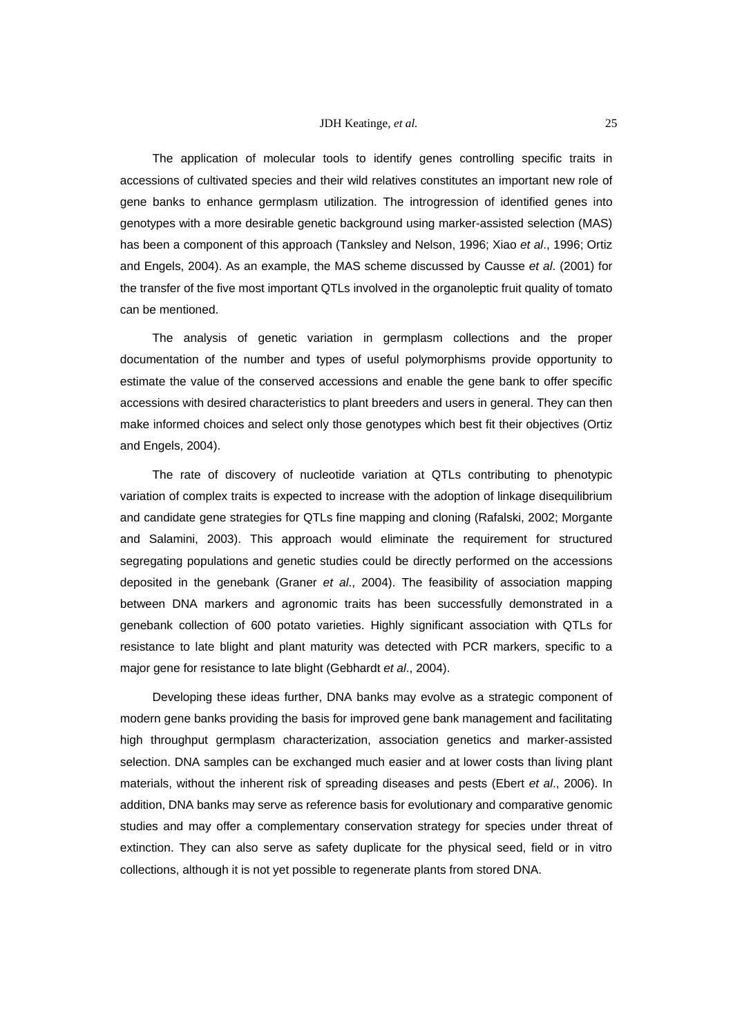The application of molecular tools to identify genes controlling specific traits in accessions of cultivated species and their wild relatives constitutes an important new role of gene banks to enhance germplasm utilization. The introgression of identified genes into genotypes with a more desirable genetic background using marker-assisted selection (MAS) has been a component of this approach (Tanksley and Nelson, 1996; Xiao *et al*., 1996; Ortiz and Engels, 2004). As an example, the MAS scheme discussed by Causse *et al*. (2001) for the transfer of the five most important QTLs involved in the organoleptic fruit quality of tomato can be mentioned.

The analysis of genetic variation in germplasm collections and the proper documentation of the number and types of useful polymorphisms provide opportunity to estimate the value of the conserved accessions and enable the gene bank to offer specific accessions with desired characteristics to plant breeders and users in general. They can then make informed choices and select only those genotypes which best fit their objectives (Ortiz and Engels, 2004).

The rate of discovery of nucleotide variation at QTLs contributing to phenotypic variation of complex traits is expected to increase with the adoption of linkage disequilibrium and candidate gene strategies for QTLs fine mapping and cloning (Rafalski, 2002; Morgante and Salamini, 2003). This approach would eliminate the requirement for structured segregating populations and genetic studies could be directly performed on the accessions deposited in the genebank (Graner *et al*., 2004). The feasibility of association mapping between DNA markers and agronomic traits has been successfully demonstrated in a genebank collection of 600 potato varieties. Highly significant association with QTLs for resistance to late blight and plant maturity was detected with PCR markers, specific to a major gene for resistance to late blight (Gebhardt *et al*., 2004).

Developing these ideas further, DNA banks may evolve as a strategic component of modern gene banks providing the basis for improved gene bank management and facilitating high throughput germplasm characterization, association genetics and marker-assisted selection. DNA samples can be exchanged much easier and at lower costs than living plant materials, without the inherent risk of spreading diseases and pests (Ebert *et al*., 2006). In addition, DNA banks may serve as reference basis for evolutionary and comparative genomic studies and may offer a complementary conservation strategy for species under threat of extinction. They can also serve as safety duplicate for the physical seed, field or in vitro collections, although it is not yet possible to regenerate plants from stored DNA.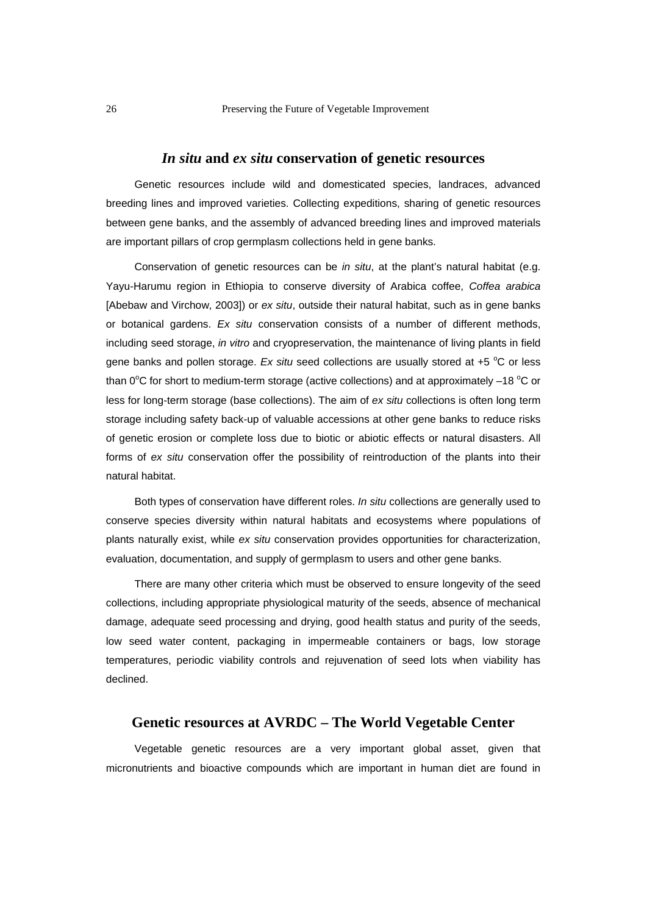## *In situ* and *ex situ* conservation of genetic resources

Genetic resources include wild and domesticated species, landraces, advanced breeding lines and improved varieties. Collecting expeditions, sharing of genetic resources between gene banks, and the assembly of advanced breeding lines and improved materials are important pillars of crop germplasm collections held in gene banks.

Conservation of genetic resources can be *in situ*, at the plant's natural habitat (e.g. Yayu-Harumu region in Ethiopia to conserve diversity of Arabica coffee, *Coffea arabica* [Abebaw and Virchow, 2003]) or *ex situ*, outside their natural habitat, such as in gene banks or botanical gardens. *Ex situ* conservation consists of a number of different methods, including seed storage, *in vitro* and cryopreservation, the maintenance of living plants in field gene banks and pollen storage. *Ex situ* seed collections are usually stored at +5 $^{o}$C or less than 0$^{o}$C for short to medium-term storage (active collections) and at approximately –18 $^{o}$C or less for long-term storage (base collections). The aim of *ex situ* collections is often long term storage including safety back-up of valuable accessions at other gene banks to reduce risks of genetic erosion or complete loss due to biotic or abiotic effects or natural disasters. All forms of *ex situ* conservation offer the possibility of reintroduction of the plants into their natural habitat.

Both types of conservation have different roles. *In situ* collections are generally used to conserve species diversity within natural habitats and ecosystems where populations of plants naturally exist, while *ex situ* conservation provides opportunities for characterization, evaluation, documentation, and supply of germplasm to users and other gene banks.

There are many other criteria which must be observed to ensure longevity of the seed collections, including appropriate physiological maturity of the seeds, absence of mechanical damage, adequate seed processing and drying, good health status and purity of the seeds, low seed water content, packaging in impermeable containers or bags, low storage temperatures, periodic viability controls and rejuvenation of seed lots when viability has declined.

## Genetic resources at AVRDC – The World Vegetable Center

Vegetable genetic resources are a very important global asset, given that micronutrients and bioactive compounds which are important in human diet are found in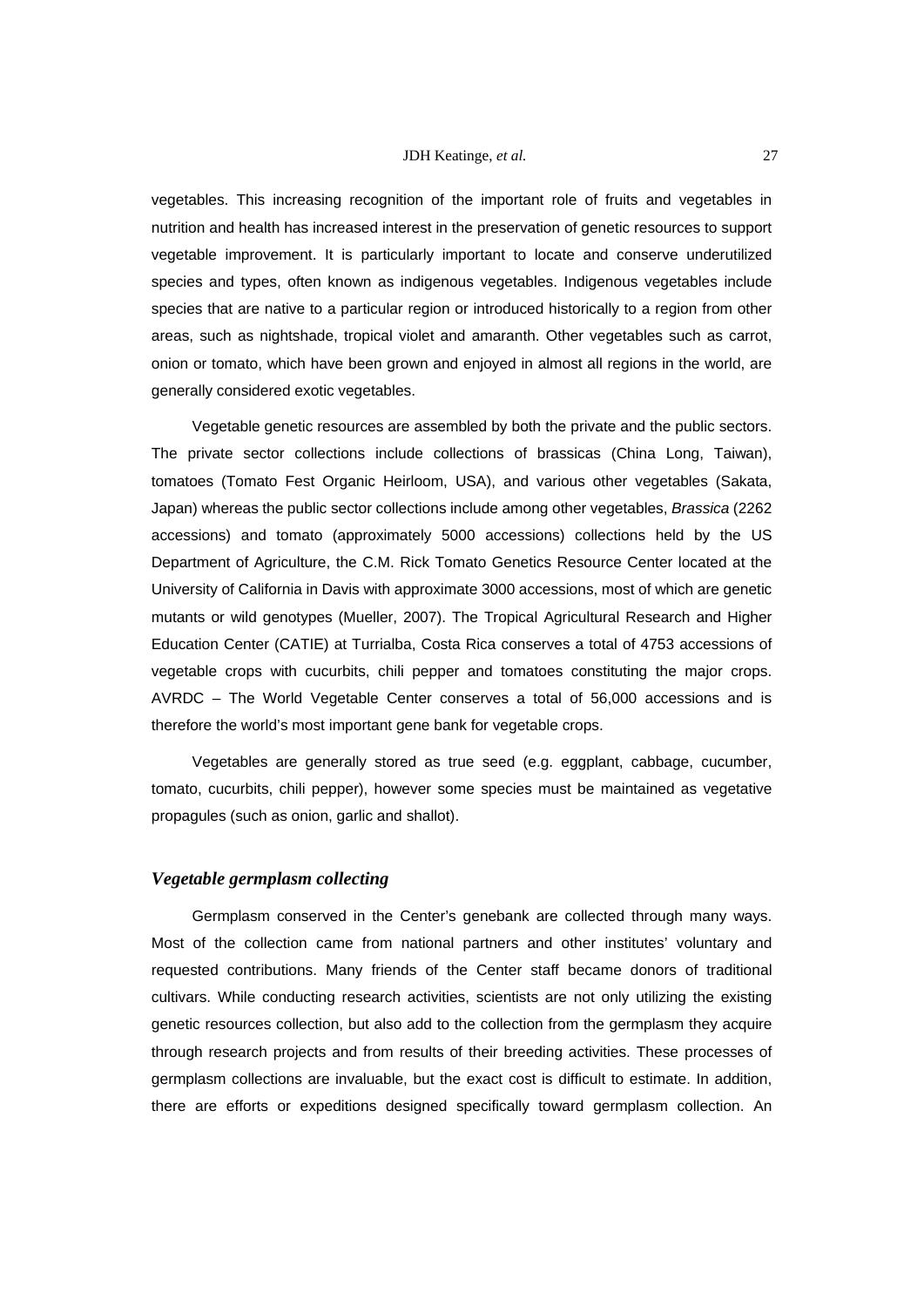vegetables. This increasing recognition of the important role of fruits and vegetables in nutrition and health has increased interest in the preservation of genetic resources to support vegetable improvement. It is particularly important to locate and conserve underutilized species and types, often known as indigenous vegetables. Indigenous vegetables include species that are native to a particular region or introduced historically to a region from other areas, such as nightshade, tropical violet and amaranth. Other vegetables such as carrot, onion or tomato, which have been grown and enjoyed in almost all regions in the world, are generally considered exotic vegetables.

Vegetable genetic resources are assembled by both the private and the public sectors. The private sector collections include collections of brassicas (China Long, Taiwan), tomatoes (Tomato Fest Organic Heirloom, USA), and various other vegetables (Sakata, Japan) whereas the public sector collections include among other vegetables, *Brassica* (2262 accessions) and tomato (approximately 5000 accessions) collections held by the US Department of Agriculture, the C.M. Rick Tomato Genetics Resource Center located at the University of California in Davis with approximate 3000 accessions, most of which are genetic mutants or wild genotypes (Mueller, 2007). The Tropical Agricultural Research and Higher Education Center (CATIE) at Turrialba, Costa Rica conserves a total of 4753 accessions of vegetable crops with cucurbits, chili pepper and tomatoes constituting the major crops. AVRDC – The World Vegetable Center conserves a total of 56,000 accessions and is therefore the world's most important gene bank for vegetable crops.

Vegetables are generally stored as true seed (e.g. eggplant, cabbage, cucumber, tomato, cucurbits, chili pepper), however some species must be maintained as vegetative propagules (such as onion, garlic and shallot).

### *Vegetable germplasm collecting*

Germplasm conserved in the Center's genebank are collected through many ways. Most of the collection came from national partners and other institutes' voluntary and requested contributions. Many friends of the Center staff became donors of traditional cultivars. While conducting research activities, scientists are not only utilizing the existing genetic resources collection, but also add to the collection from the germplasm they acquire through research projects and from results of their breeding activities. These processes of germplasm collections are invaluable, but the exact cost is difficult to estimate. In addition, there are efforts or expeditions designed specifically toward germplasm collection. An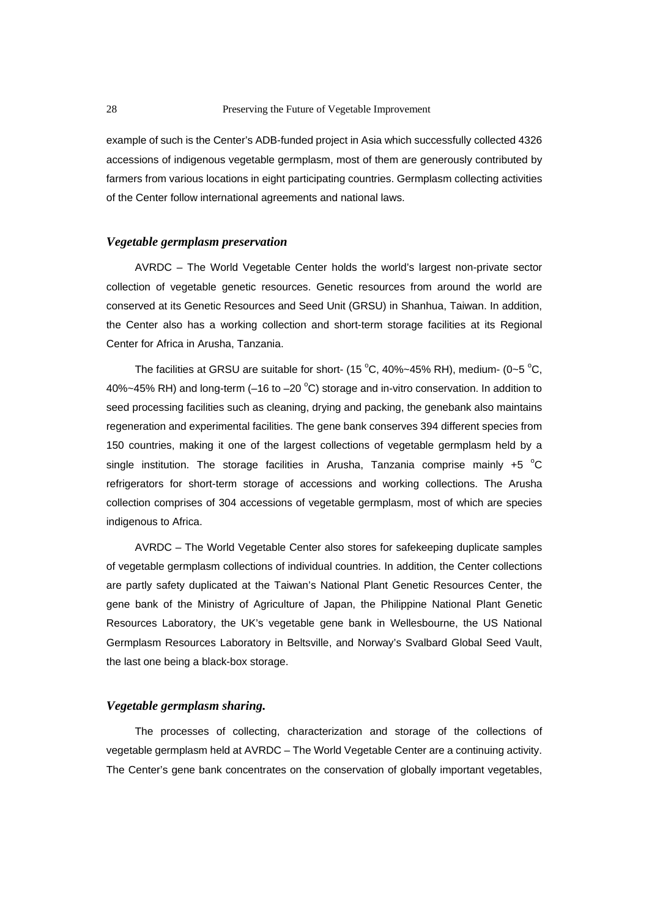example of such is the Center's ADB-funded project in Asia which successfully collected 4326 accessions of indigenous vegetable germplasm, most of them are generously contributed by farmers from various locations in eight participating countries. Germplasm collecting activities of the Center follow international agreements and national laws.

### *Vegetable germplasm preservation*

AVRDC – The World Vegetable Center holds the world's largest non-private sector collection of vegetable genetic resources. Genetic resources from around the world are conserved at its Genetic Resources and Seed Unit (GRSU) in Shanhua, Taiwan. In addition, the Center also has a working collection and short-term storage facilities at its Regional Center for Africa in Arusha, Tanzania.

The facilities at GRSU are suitable for short- (15 °C, 40%~45% RH), medium- (0~5 °C, 40%~45% RH) and long-term (–16 to –20 °C) storage and in-vitro conservation. In addition to seed processing facilities such as cleaning, drying and packing, the genebank also maintains regeneration and experimental facilities. The gene bank conserves 394 different species from 150 countries, making it one of the largest collections of vegetable germplasm held by a single institution. The storage facilities in Arusha, Tanzania comprise mainly +5 °C refrigerators for short-term storage of accessions and working collections. The Arusha collection comprises of 304 accessions of vegetable germplasm, most of which are species indigenous to Africa.

AVRDC – The World Vegetable Center also stores for safekeeping duplicate samples of vegetable germplasm collections of individual countries. In addition, the Center collections are partly safety duplicated at the Taiwan's National Plant Genetic Resources Center, the gene bank of the Ministry of Agriculture of Japan, the Philippine National Plant Genetic Resources Laboratory, the UK's vegetable gene bank in Wellesbourne, the US National Germplasm Resources Laboratory in Beltsville, and Norway's Svalbard Global Seed Vault, the last one being a black-box storage.

### *Vegetable germplasm sharing.*

The processes of collecting, characterization and storage of the collections of vegetable germplasm held at AVRDC – The World Vegetable Center are a continuing activity. The Center's gene bank concentrates on the conservation of globally important vegetables,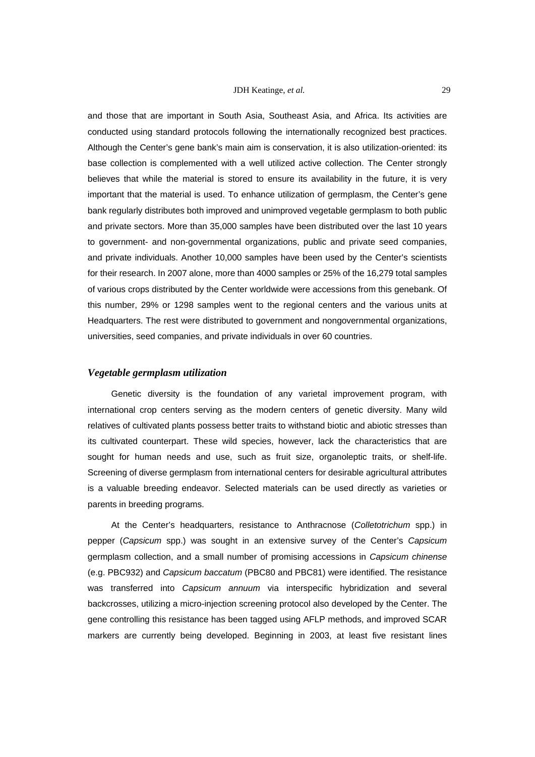and those that are important in South Asia, Southeast Asia, and Africa. Its activities are conducted using standard protocols following the internationally recognized best practices. Although the Center's gene bank's main aim is conservation, it is also utilization-oriented: its base collection is complemented with a well utilized active collection. The Center strongly believes that while the material is stored to ensure its availability in the future, it is very important that the material is used. To enhance utilization of germplasm, the Center's gene bank regularly distributes both improved and unimproved vegetable germplasm to both public and private sectors. More than 35,000 samples have been distributed over the last 10 years to government- and non-governmental organizations, public and private seed companies, and private individuals. Another 10,000 samples have been used by the Center's scientists for their research. In 2007 alone, more than 4000 samples or 25% of the 16,279 total samples of various crops distributed by the Center worldwide were accessions from this genebank. Of this number, 29% or 1298 samples went to the regional centers and the various units at Headquarters. The rest were distributed to government and nongovernmental organizations, universities, seed companies, and private individuals in over 60 countries.

### *Vegetable germplasm utilization*

Genetic diversity is the foundation of any varietal improvement program, with international crop centers serving as the modern centers of genetic diversity. Many wild relatives of cultivated plants possess better traits to withstand biotic and abiotic stresses than its cultivated counterpart. These wild species, however, lack the characteristics that are sought for human needs and use, such as fruit size, organoleptic traits, or shelf-life. Screening of diverse germplasm from international centers for desirable agricultural attributes is a valuable breeding endeavor. Selected materials can be used directly as varieties or parents in breeding programs.

At the Center's headquarters, resistance to Anthracnose (*Colletotrichum* spp.) in pepper (*Capsicum* spp.) was sought in an extensive survey of the Center's *Capsicum* germplasm collection, and a small number of promising accessions in *Capsicum chinense* (e.g. PBC932) and *Capsicum baccatum* (PBC80 and PBC81) were identified. The resistance was transferred into *Capsicum annuum* via interspecific hybridization and several backcrosses, utilizing a micro-injection screening protocol also developed by the Center. The gene controlling this resistance has been tagged using AFLP methods, and improved SCAR markers are currently being developed. Beginning in 2003, at least five resistant lines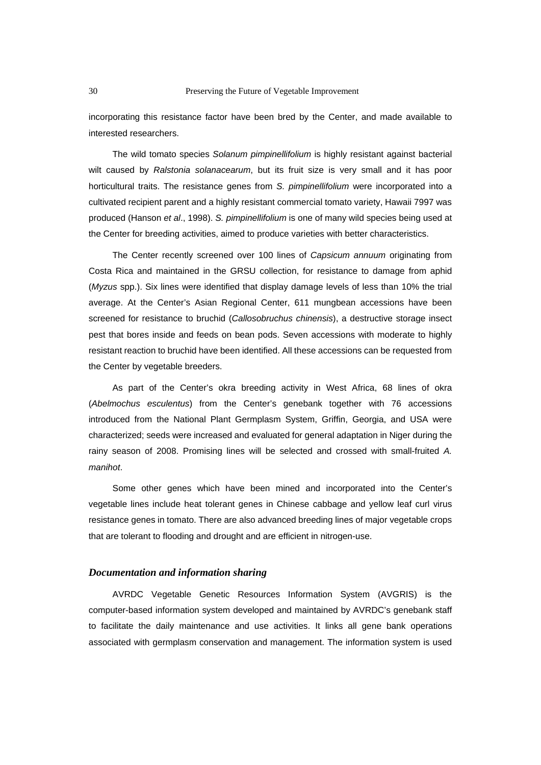incorporating this resistance factor have been bred by the Center, and made available to interested researchers.

The wild tomato species *Solanum pimpinellifolium* is highly resistant against bacterial wilt caused by *Ralstonia solanacearum*, but its fruit size is very small and it has poor horticultural traits. The resistance genes from *S. pimpinellifolium* were incorporated into a cultivated recipient parent and a highly resistant commercial tomato variety, Hawaii 7997 was produced (Hanson *et al*., 1998). *S. pimpinellifolium* is one of many wild species being used at the Center for breeding activities, aimed to produce varieties with better characteristics.

The Center recently screened over 100 lines of *Capsicum annuum* originating from Costa Rica and maintained in the GRSU collection, for resistance to damage from aphid (*Myzus* spp.). Six lines were identified that display damage levels of less than 10% the trial average. At the Center's Asian Regional Center, 611 mungbean accessions have been screened for resistance to bruchid (*Callosobruchus chinensis*), a destructive storage insect pest that bores inside and feeds on bean pods. Seven accessions with moderate to highly resistant reaction to bruchid have been identified. All these accessions can be requested from the Center by vegetable breeders.

As part of the Center's okra breeding activity in West Africa, 68 lines of okra (*Abelmochus esculentus*) from the Center's genebank together with 76 accessions introduced from the National Plant Germplasm System, Griffin, Georgia, and USA were characterized; seeds were increased and evaluated for general adaptation in Niger during the rainy season of 2008. Promising lines will be selected and crossed with small-fruited *A. manihot*.

Some other genes which have been mined and incorporated into the Center's vegetable lines include heat tolerant genes in Chinese cabbage and yellow leaf curl virus resistance genes in tomato. There are also advanced breeding lines of major vegetable crops that are tolerant to flooding and drought and are efficient in nitrogen-use.

### *Documentation and information sharing*

AVRDC Vegetable Genetic Resources Information System (AVGRIS) is the computer-based information system developed and maintained by AVRDC's genebank staff to facilitate the daily maintenance and use activities. It links all gene bank operations associated with germplasm conservation and management. The information system is used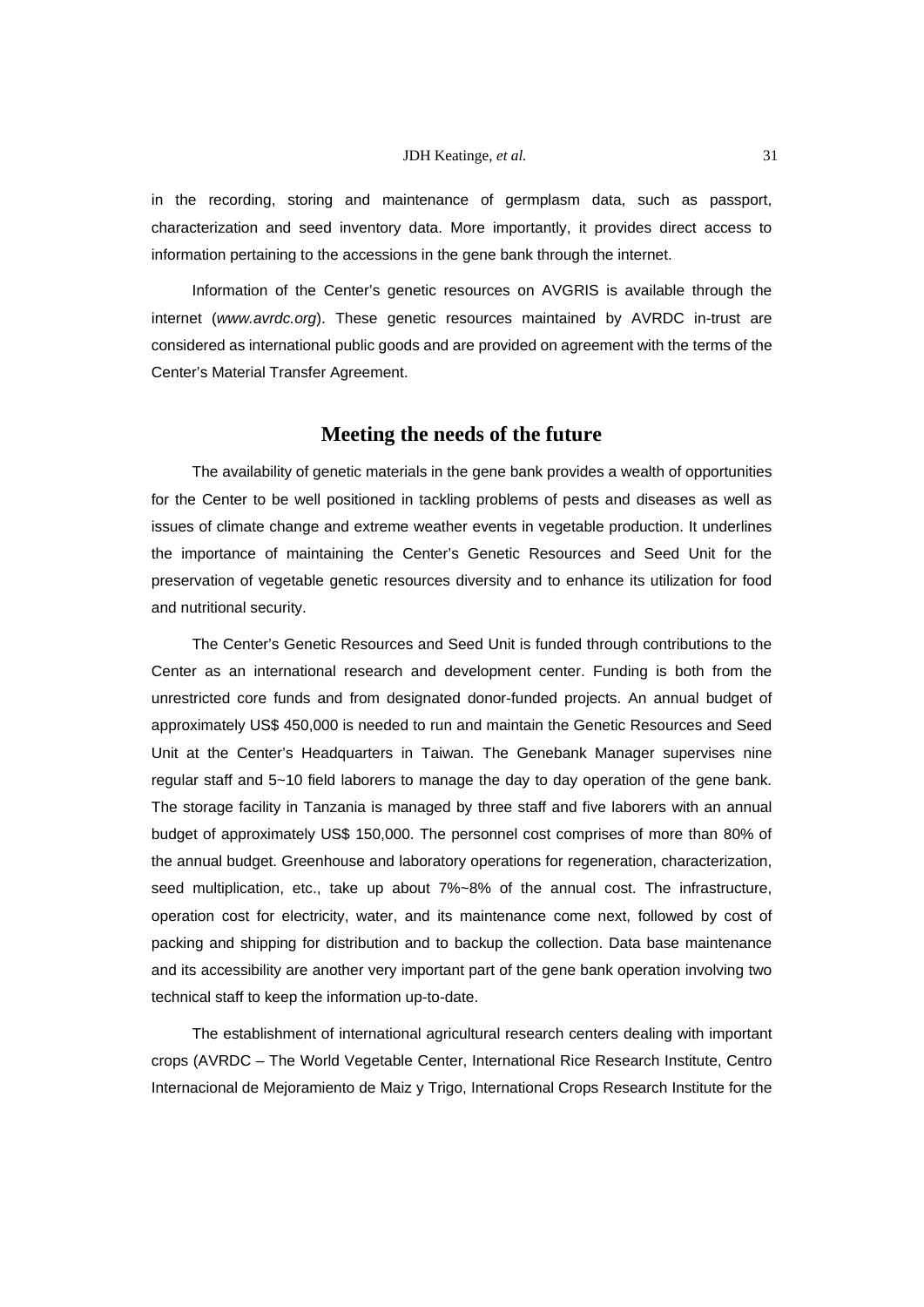in the recording, storing and maintenance of germplasm data, such as passport, characterization and seed inventory data. More importantly, it provides direct access to information pertaining to the accessions in the gene bank through the internet.

Information of the Center's genetic resources on AVGRIS is available through the internet (*www.avrdc.org*). These genetic resources maintained by AVRDC in-trust are considered as international public goods and are provided on agreement with the terms of the Center's Material Transfer Agreement.

## Meeting the needs of the future

The availability of genetic materials in the gene bank provides a wealth of opportunities for the Center to be well positioned in tackling problems of pests and diseases as well as issues of climate change and extreme weather events in vegetable production. It underlines the importance of maintaining the Center's Genetic Resources and Seed Unit for the preservation of vegetable genetic resources diversity and to enhance its utilization for food and nutritional security.

The Center's Genetic Resources and Seed Unit is funded through contributions to the Center as an international research and development center. Funding is both from the unrestricted core funds and from designated donor-funded projects. An annual budget of approximately US$ 450,000 is needed to run and maintain the Genetic Resources and Seed Unit at the Center's Headquarters in Taiwan. The Genebank Manager supervises nine regular staff and 5~10 field laborers to manage the day to day operation of the gene bank. The storage facility in Tanzania is managed by three staff and five laborers with an annual budget of approximately US$ 150,000. The personnel cost comprises of more than 80% of the annual budget. Greenhouse and laboratory operations for regeneration, characterization, seed multiplication, etc., take up about 7%~8% of the annual cost. The infrastructure, operation cost for electricity, water, and its maintenance come next, followed by cost of packing and shipping for distribution and to backup the collection. Data base maintenance and its accessibility are another very important part of the gene bank operation involving two technical staff to keep the information up-to-date.

The establishment of international agricultural research centers dealing with important crops (AVRDC – The World Vegetable Center, International Rice Research Institute, Centro Internacional de Mejoramiento de Maiz y Trigo, International Crops Research Institute for the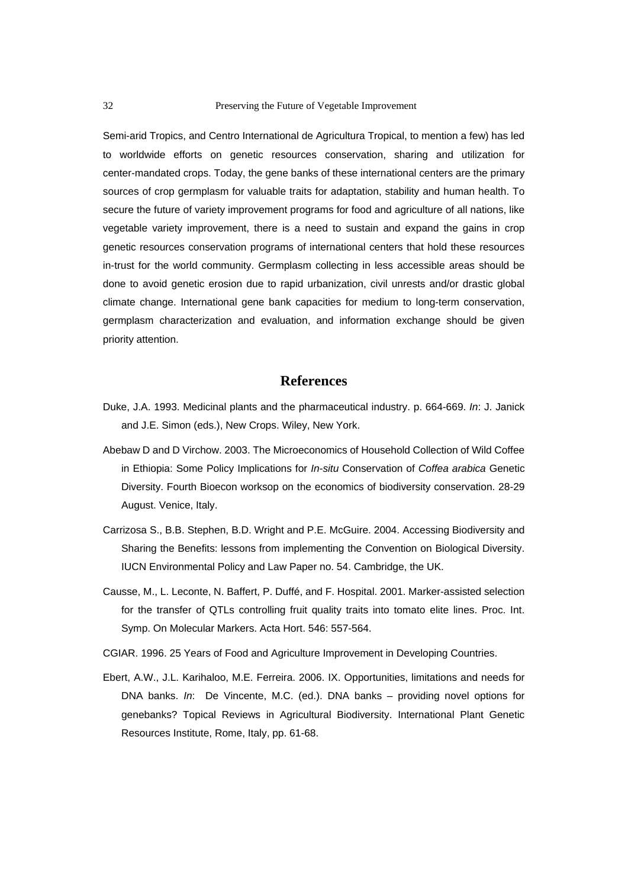Semi-arid Tropics, and Centro International de Agricultura Tropical, to mention a few) has led to worldwide efforts on genetic resources conservation, sharing and utilization for center-mandated crops. Today, the gene banks of these international centers are the primary sources of crop germplasm for valuable traits for adaptation, stability and human health. To secure the future of variety improvement programs for food and agriculture of all nations, like vegetable variety improvement, there is a need to sustain and expand the gains in crop genetic resources conservation programs of international centers that hold these resources in-trust for the world community. Germplasm collecting in less accessible areas should be done to avoid genetic erosion due to rapid urbanization, civil unrests and/or drastic global climate change. International gene bank capacities for medium to long-term conservation, germplasm characterization and evaluation, and information exchange should be given priority attention.

## References

Duke, J.A. 1993. Medicinal plants and the pharmaceutical industry. p. 664-669. *In*: J. Janick and J.E. Simon (eds.), New Crops. Wiley, New York.

Abebaw D and D Virchow. 2003. The Microeconomics of Household Collection of Wild Coffee in Ethiopia: Some Policy Implications for *In-situ* Conservation of *Coffea arabica* Genetic Diversity. Fourth Bioecon worksop on the economics of biodiversity conservation. 28-29 August. Venice, Italy.

Carrizosa S., B.B. Stephen, B.D. Wright and P.E. McGuire. 2004. Accessing Biodiversity and Sharing the Benefits: lessons from implementing the Convention on Biological Diversity. IUCN Environmental Policy and Law Paper no. 54. Cambridge, the UK.

Causse, M., L. Leconte, N. Baffert, P. Duffé, and F. Hospital. 2001. Marker-assisted selection for the transfer of QTLs controlling fruit quality traits into tomato elite lines. Proc. Int. Symp. On Molecular Markers. Acta Hort. 546: 557-564.

CGIAR. 1996. 25 Years of Food and Agriculture Improvement in Developing Countries.

Ebert, A.W., J.L. Karihaloo, M.E. Ferreira. 2006. IX. Opportunities, limitations and needs for DNA banks. *In*: De Vincente, M.C. (ed.). DNA banks – providing novel options for genebanks? Topical Reviews in Agricultural Biodiversity. International Plant Genetic Resources Institute, Rome, Italy, pp. 61-68.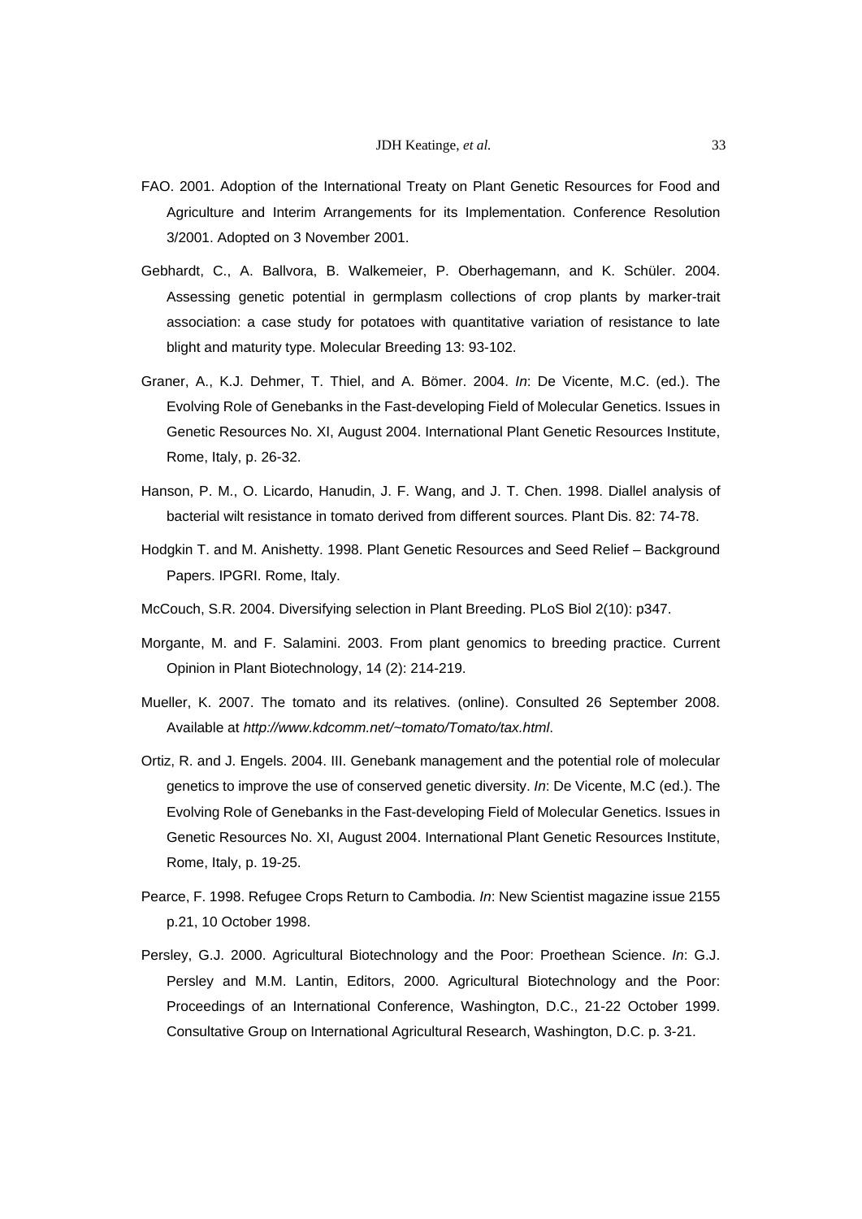FAO. 2001. Adoption of the International Treaty on Plant Genetic Resources for Food and Agriculture and Interim Arrangements for its Implementation. Conference Resolution 3/2001. Adopted on 3 November 2001.

Gebhardt, C., A. Ballvora, B. Walkemeier, P. Oberhagemann, and K. Schüler. 2004. Assessing genetic potential in germplasm collections of crop plants by marker-trait association: a case study for potatoes with quantitative variation of resistance to late blight and maturity type. Molecular Breeding 13: 93-102.

Graner, A., K.J. Dehmer, T. Thiel, and A. Bömer. 2004. *In*: De Vicente, M.C. (ed.). The Evolving Role of Genebanks in the Fast-developing Field of Molecular Genetics. Issues in Genetic Resources No. XI, August 2004. International Plant Genetic Resources Institute, Rome, Italy, p. 26-32.

Hanson, P. M., O. Licardo, Hanudin, J. F. Wang, and J. T. Chen. 1998. Diallel analysis of bacterial wilt resistance in tomato derived from different sources. Plant Dis. 82: 74-78.

Hodgkin T. and M. Anishetty. 1998. Plant Genetic Resources and Seed Relief – Background Papers. IPGRI. Rome, Italy.

McCouch, S.R. 2004. Diversifying selection in Plant Breeding. PLoS Biol 2(10): p347.

Morgante, M. and F. Salamini. 2003. From plant genomics to breeding practice. Current Opinion in Plant Biotechnology, 14 (2): 214-219.

Mueller, K. 2007. The tomato and its relatives. (online). Consulted 26 September 2008. Available at *http://www.kdcomm.net/~tomato/Tomato/tax.html*.

Ortiz, R. and J. Engels. 2004. III. Genebank management and the potential role of molecular genetics to improve the use of conserved genetic diversity. *In*: De Vicente, M.C (ed.). The Evolving Role of Genebanks in the Fast-developing Field of Molecular Genetics. Issues in Genetic Resources No. XI, August 2004. International Plant Genetic Resources Institute, Rome, Italy, p. 19-25.

Pearce, F. 1998. Refugee Crops Return to Cambodia. *In*: New Scientist magazine issue 2155 p.21, 10 October 1998.

Persley, G.J. 2000. Agricultural Biotechnology and the Poor: Proethean Science. *In*: G.J. Persley and M.M. Lantin, Editors, 2000. Agricultural Biotechnology and the Poor: Proceedings of an International Conference, Washington, D.C., 21-22 October 1999. Consultative Group on International Agricultural Research, Washington, D.C. p. 3-21.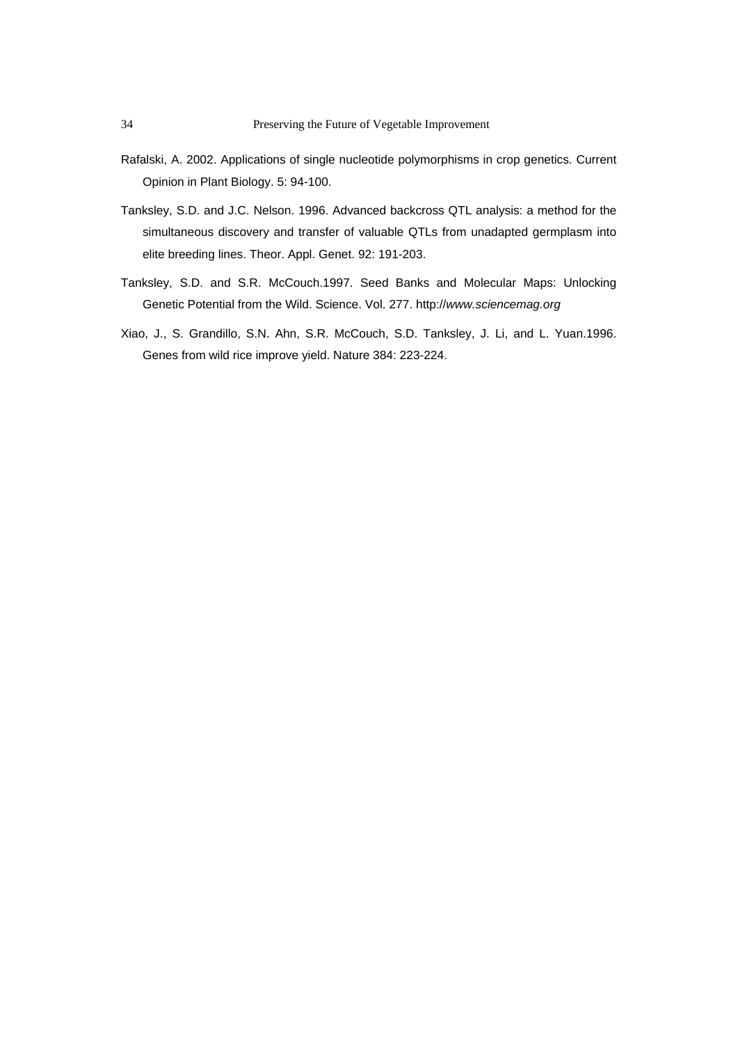Rafalski, A. 2002. Applications of single nucleotide polymorphisms in crop genetics. Current Opinion in Plant Biology. 5: 94-100.

Tanksley, S.D. and J.C. Nelson. 1996. Advanced backcross QTL analysis: a method for the simultaneous discovery and transfer of valuable QTLs from unadapted germplasm into elite breeding lines. Theor. Appl. Genet. 92: 191-203.

Tanksley, S.D. and S.R. McCouch.1997. Seed Banks and Molecular Maps: Unlocking Genetic Potential from the Wild. Science. Vol. 277. http://*www.sciencemag.org*

Xiao, J., S. Grandillo, S.N. Ahn, S.R. McCouch, S.D. Tanksley, J. Li, and L. Yuan.1996. Genes from wild rice improve yield. Nature 384: 223-224.